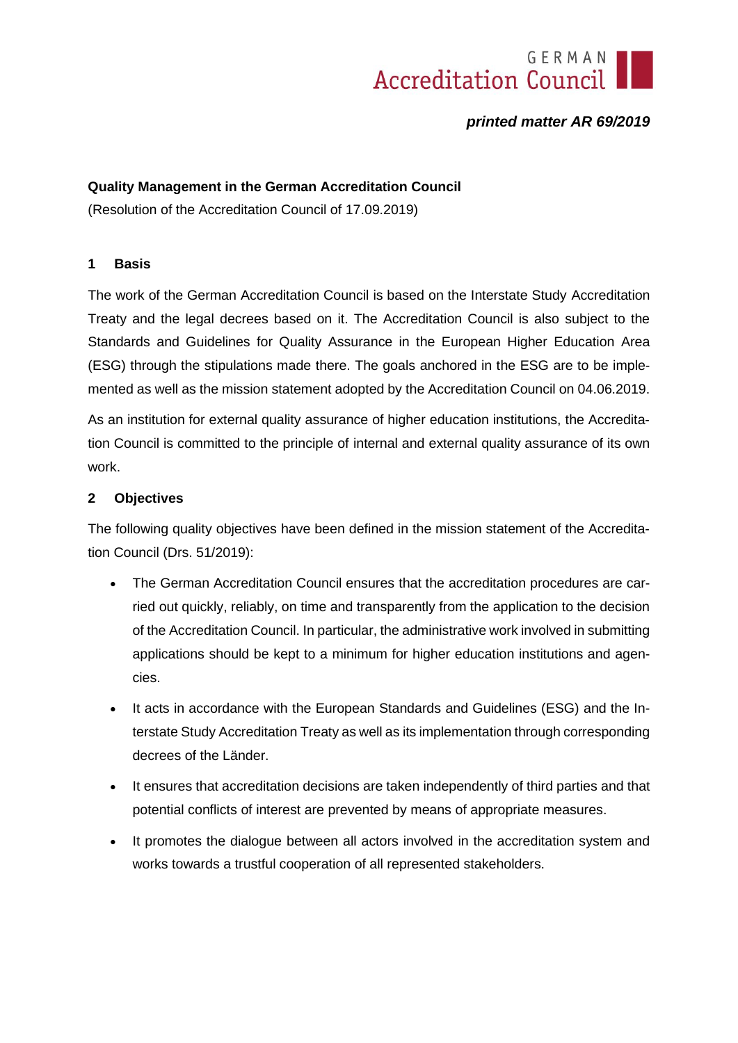*printed matter AR 69/2019*

**Quality Management in the German Accreditation Council**

(Resolution of the Accreditation Council of 17.09.2019)

## 1 Basis

The work of the German Accreditation Council is based on the Interstate Study Accreditation Treaty and the legal decrees based on it. The Accreditation Council is also subject to the Standards and Guidelines for Quality Assurance in the European Higher Education Area (ESG) through the stipulations made there. The goals anchored in the ESG are to be implemented as well as the mission statement adopted by the Accreditation Council on 04.06.2019.

As an institution for external quality assurance of higher education institutions, the Accreditation Council is committed to the principle of internal and external quality assurance of its own work.

## 2 Objectives

The following quality objectives have been defined in the mission statement of the Accreditation Council (Drs. 51/2019):

- The German Accreditation Council ensures that the accreditation procedures are carried out quickly, reliably, on time and transparently from the application to the decision of the Accreditation Council. In particular, the administrative work involved in submitting applications should be kept to a minimum for higher education institutions and agencies.
- It acts in accordance with the European Standards and Guidelines (ESG) and the Interstate Study Accreditation Treaty as well as its implementation through corresponding decrees of the Länder.
- It ensures that accreditation decisions are taken independently of third parties and that potential conflicts of interest are prevented by means of appropriate measures.
- It promotes the dialogue between all actors involved in the accreditation system and works towards a trustful cooperation of all represented stakeholders.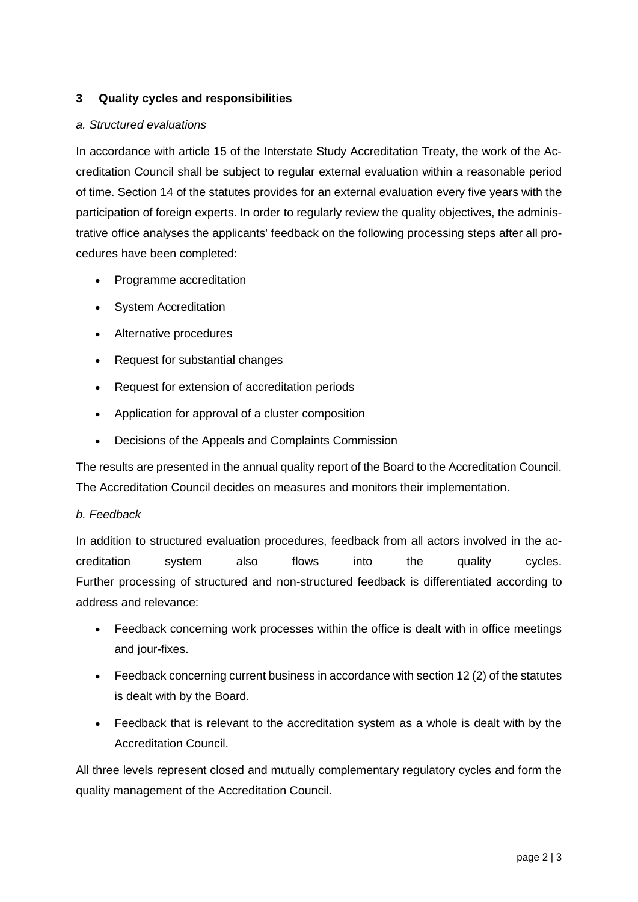## 3 Quality cycles and responsibilities

*a. Structured evaluations*

In accordance with article 15 of the Interstate Study Accreditation Treaty, the work of the Accreditation Council shall be subject to regular external evaluation within a reasonable period of time. Section 14 of the statutes provides for an external evaluation every five years with the participation of foreign experts. In order to regularly review the quality objectives, the administrative office analyses the applicants' feedback on the following processing steps after all procedures have been completed:

- Programme accreditation
- System Accreditation
- Alternative procedures
- Request for substantial changes
- Request for extension of accreditation periods
- Application for approval of a cluster composition
- Decisions of the Appeals and Complaints Commission

The results are presented in the annual quality report of the Board to the Accreditation Council. The Accreditation Council decides on measures and monitors their implementation.

*b. Feedback*

In addition to structured evaluation procedures, feedback from all actors involved in the accreditation system also flows into the quality cycles.
Further processing of structured and non-structured feedback is differentiated according to address and relevance:

- Feedback concerning work processes within the office is dealt with in office meetings and jour-fixes.
- Feedback concerning current business in accordance with section 12 (2) of the statutes is dealt with by the Board.
- Feedback that is relevant to the accreditation system as a whole is dealt with by the Accreditation Council.

All three levels represent closed and mutually complementary regulatory cycles and form the quality management of the Accreditation Council.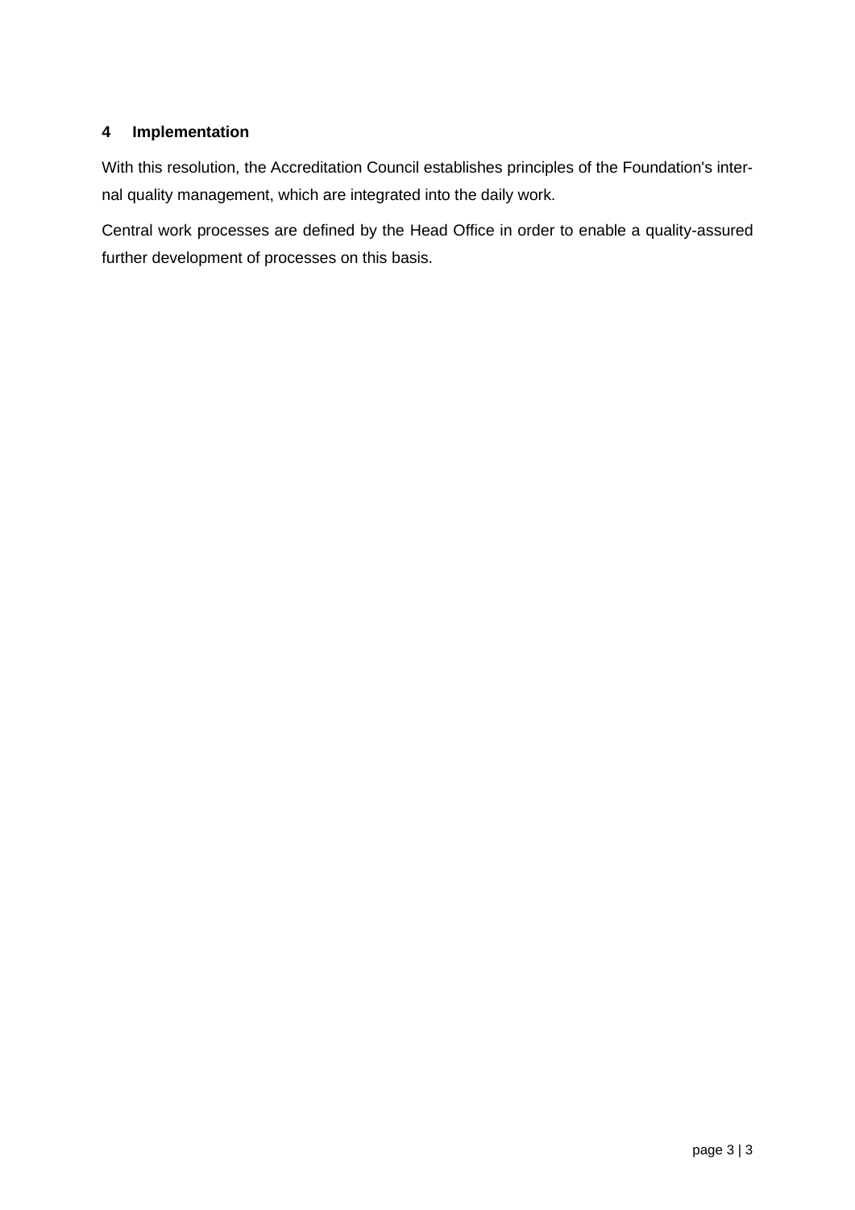## 4 Implementation

With this resolution, the Accreditation Council establishes principles of the Foundation's internal quality management, which are integrated into the daily work.

Central work processes are defined by the Head Office in order to enable a quality-assured further development of processes on this basis.